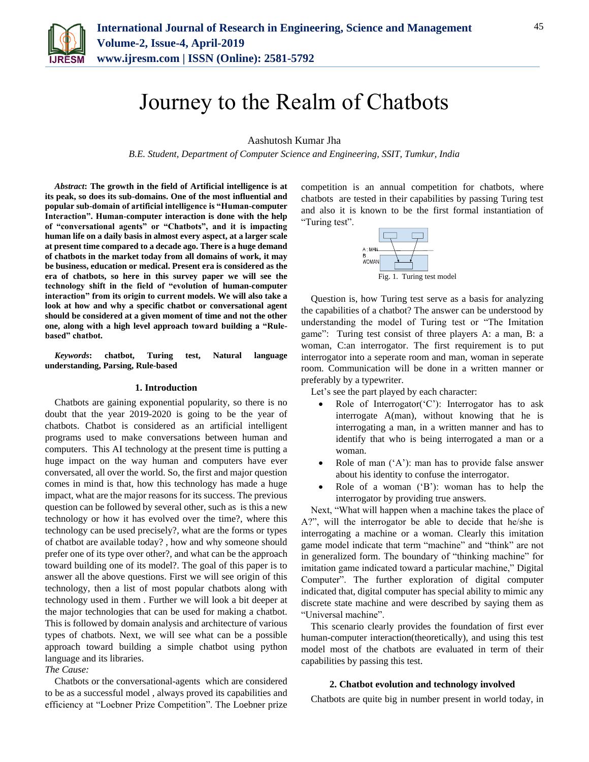# Journey to the Realm of Chatbots

Aashutosh Kumar Jha

*B.E. Student, Department of Computer Science and Engineering, SSIT, Tumkur, India*

***Abstract*: The growth in the field of Artificial intelligence is at its peak, so does its sub-domains. One of the most influential and popular sub-domain of artificial intelligence is "Human-computer Interaction". Human-computer interaction is done with the help of "conversational agents" or "Chatbots", and it is impacting human life on a daily basis in almost every aspect, at a larger scale at present time compared to a decade ago. There is a huge demand of chatbots in the market today from all domains of work, it may be business, education or medical. Present era is considered as the era of chatbots, so here in this survey paper we will see the technology shift in the field of "evolution of human-computer interaction" from its origin to current models. We will also take a look at how and why a specific chatbot or conversational agent should be considered at a given moment of time and not the other one, along with a high level approach toward building a "Rule-based" chatbot.**

***Keywords*: chatbot, Turing test, Natural language understanding, Parsing, Rule-based**

## 1. Introduction

Chatbots are gaining exponential popularity, so there is no doubt that the year 2019-2020 is going to be the year of chatbots. Chatbot is considered as an artificial intelligent programs used to make conversations between human and computers. This AI technology at the present time is putting a huge impact on the way human and computers have ever conversated, all over the world. So, the first and major question comes in mind is that, how this technology has made a huge impact, what are the major reasons for its success. The previous question can be followed by several other, such as is this a new technology or how it has evolved over the time?, where this technology can be used precisely?, what are the forms or types of chatbot are available today? , how and why someone should prefer one of its type over other?, and what can be the approach toward building one of its model?. The goal of this paper is to answer all the above questions. First we will see origin of this technology, then a list of most popular chatbots along with technology used in them . Further we will look a bit deeper at the major technologies that can be used for making a chatbot. This is followed by domain analysis and architecture of various types of chatbots. Next, we will see what can be a possible approach toward building a simple chatbot using python language and its libraries.

*The Cause:*

Chatbots or the conversational-agents which are considered to be as a successful model , always proved its capabilities and efficiency at "Loebner Prize Competition". The Loebner prize competition is an annual competition for chatbots, where chatbots are tested in their capabilities by passing Turing test and also it is known to be the first formal instantiation of "Turing test".

Fig. 1. Turing test model

Question is, how Turing test serve as a basis for analyzing the capabilities of a chatbot? The answer can be understood by understanding the model of Turing test or "The Imitation game": Turing test consist of three players A: a man, B: a woman, C:an interrogator. The first requirement is to put interrogator into a seperate room and man, woman in seperate room. Communication will be done in a written manner or preferably by a typewriter.

Let's see the part played by each character:

- Role of Interrogator('C'): Interrogator has to ask interrogate A(man), without knowing that he is interrogating a man, in a written manner and has to identify that who is being interrogated a man or a woman.
- Role of man ('A'): man has to provide false answer about his identity to confuse the interrogator.
- Role of a woman ('B'): woman has to help the interrogator by providing true answers.

Next, "What will happen when a machine takes the place of A?", will the interrogator be able to decide that he/she is interrogating a machine or a woman. Clearly this imitation game model indicate that term "machine" and "think" are not in generalized form. The boundary of "thinking machine" for imitation game indicated toward a particular machine," Digital Computer". The further exploration of digital computer indicated that, digital computer has special ability to mimic any discrete state machine and were described by saying them as "Universal machine".

This scenario clearly provides the foundation of first ever human-computer interaction(theoretically), and using this test model most of the chatbots are evaluated in term of their capabilities by passing this test.

## 2. Chatbot evolution and technology involved

Chatbots are quite big in number present in world today, in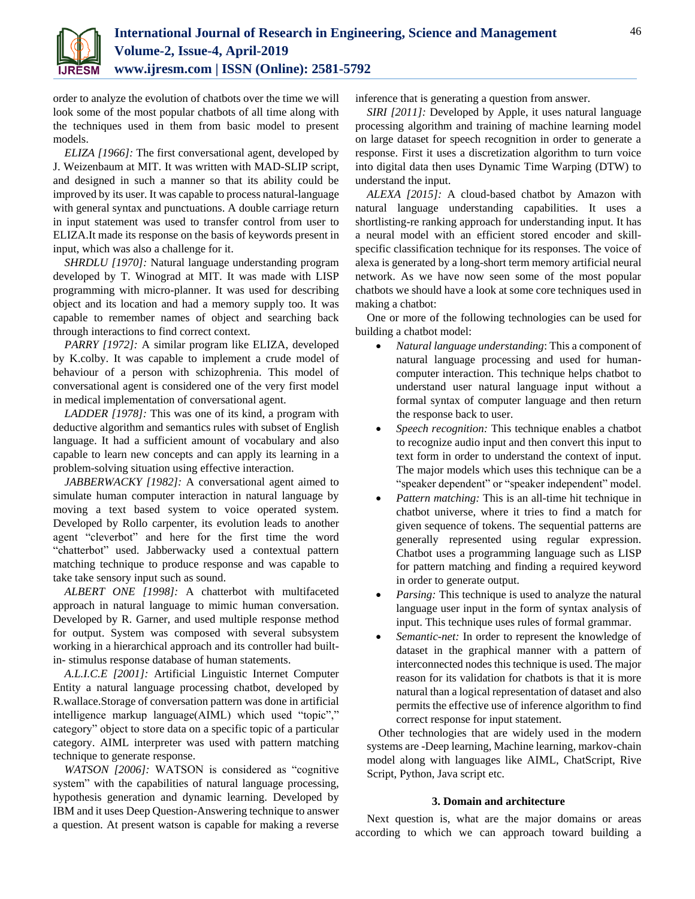order to analyze the evolution of chatbots over the time we will look some of the most popular chatbots of all time along with the techniques used in them from basic model to present models.

*ELIZA [1966]:* The first conversational agent, developed by J. Weizenbaum at MIT. It was written with MAD-SLIP script, and designed in such a manner so that its ability could be improved by its user. It was capable to process natural-language with general syntax and punctuations. A double carriage return in input statement was used to transfer control from user to ELIZA.It made its response on the basis of keywords present in input, which was also a challenge for it.

*SHRDLU [1970]:* Natural language understanding program developed by T. Winograd at MIT. It was made with LISP programming with micro-planner. It was used for describing object and its location and had a memory supply too. It was capable to remember names of object and searching back through interactions to find correct context.

*PARRY [1972]:* A similar program like ELIZA, developed by K.colby. It was capable to implement a crude model of behaviour of a person with schizophrenia. This model of conversational agent is considered one of the very first model in medical implementation of conversational agent.

*LADDER [1978]:* This was one of its kind, a program with deductive algorithm and semantics rules with subset of English language. It had a sufficient amount of vocabulary and also capable to learn new concepts and can apply its learning in a problem-solving situation using effective interaction.

*JABBERWACKY [1982]:* A conversational agent aimed to simulate human computer interaction in natural language by moving a text based system to voice operated system. Developed by Rollo carpenter, its evolution leads to another agent "cleverbot" and here for the first time the word "chatterbot" used. Jabberwacky used a contextual pattern matching technique to produce response and was capable to take take sensory input such as sound.

*ALBERT ONE [1998]:* A chatterbot with multifaceted approach in natural language to mimic human conversation. Developed by R. Garner, and used multiple response method for output. System was composed with several subsystem working in a hierarchical approach and its controller had built-in- stimulus response database of human statements.

*A.L.I.C.E [2001]:* Artificial Linguistic Internet Computer Entity a natural language processing chatbot, developed by R.wallace.Storage of conversation pattern was done in artificial intelligence markup language(AIML) which used "topic"," category" object to store data on a specific topic of a particular category. AIML interpreter was used with pattern matching technique to generate response.

*WATSON [2006]:* WATSON is considered as "cognitive system" with the capabilities of natural language processing, hypothesis generation and dynamic learning. Developed by IBM and it uses Deep Question-Answering technique to answer a question. At present watson is capable for making a reverse inference that is generating a question from answer.

*SIRI [2011]:* Developed by Apple, it uses natural language processing algorithm and training of machine learning model on large dataset for speech recognition in order to generate a response. First it uses a discretization algorithm to turn voice into digital data then uses Dynamic Time Warping (DTW) to understand the input.

*ALEXA [2015]:* A cloud-based chatbot by Amazon with natural language understanding capabilities. It uses a shortlisting-re ranking approach for understanding input. It has a neural model with an efficient stored encoder and skill-specific classification technique for its responses. The voice of alexa is generated by a long-short term memory artificial neural network. As we have now seen some of the most popular chatbots we should have a look at some core techniques used in making a chatbot:

One or more of the following technologies can be used for building a chatbot model:

- *Natural language understanding*: This a component of natural language processing and used for human-computer interaction. This technique helps chatbot to understand user natural language input without a formal syntax of computer language and then return the response back to user.
- *Speech recognition:* This technique enables a chatbot to recognize audio input and then convert this input to text form in order to understand the context of input. The major models which uses this technique can be a "speaker dependent" or "speaker independent" model.
- *Pattern matching:* This is an all-time hit technique in chatbot universe, where it tries to find a match for given sequence of tokens. The sequential patterns are generally represented using regular expression. Chatbot uses a programming language such as LISP for pattern matching and finding a required keyword in order to generate output.
- *Parsing:* This technique is used to analyze the natural language user input in the form of syntax analysis of input. This technique uses rules of formal grammar.
- *Semantic-net:* In order to represent the knowledge of dataset in the graphical manner with a pattern of interconnected nodes this technique is used. The major reason for its validation for chatbots is that it is more natural than a logical representation of dataset and also permits the effective use of inference algorithm to find correct response for input statement.

Other technologies that are widely used in the modern systems are -Deep learning, Machine learning, markov-chain model along with languages like AIML, ChatScript, Rive Script, Python, Java script etc.

## 3. Domain and architecture

Next question is, what are the major domains or areas according to which we can approach toward building a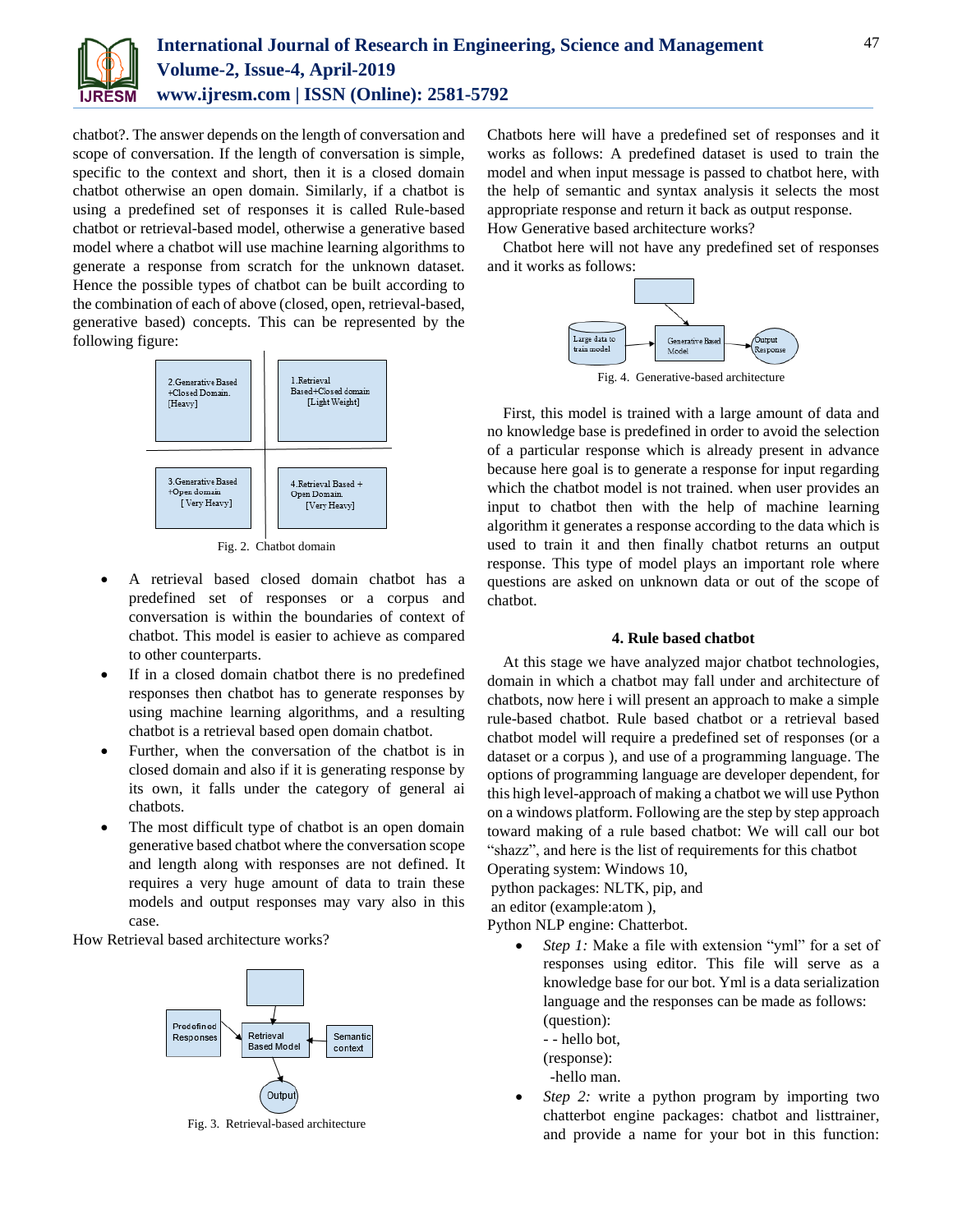chatbot?. The answer depends on the length of conversation and scope of conversation. If the length of conversation is simple, specific to the context and short, then it is a closed domain chatbot otherwise an open domain. Similarly, if a chatbot is using a predefined set of responses it is called Rule-based chatbot or retrieval-based model, otherwise a generative based model where a chatbot will use machine learning algorithms to generate a response from scratch for the unknown dataset. Hence the possible types of chatbot can be built according to the combination of each of above (closed, open, retrieval-based, generative based) concepts. This can be represented by the following figure:

2.Generative Based +Closed Domain. [Heavy]

1.Retrieval Based+Closed domain [Light Weight]

3.Generative Based +Open domain [ Very Heavy]

4.Retrieval Based + Open Domain. [Very Heavy]

Fig. 2. Chatbot domain

- A retrieval based closed domain chatbot has a predefined set of responses or a corpus and conversation is within the boundaries of context of chatbot. This model is easier to achieve as compared to other counterparts.
- If in a closed domain chatbot there is no predefined responses then chatbot has to generate responses by using machine learning algorithms, and a resulting chatbot is a retrieval based open domain chatbot.
- Further, when the conversation of the chatbot is in closed domain and also if it is generating response by its own, it falls under the category of general ai chatbots.
- The most difficult type of chatbot is an open domain generative based chatbot where the conversation scope and length along with responses are not defined. It requires a very huge amount of data to train these models and output responses may vary also in this case.

How Retrieval based architecture works?

Predefined Responses

Retrieval Based Model

Semantic context

Output

Fig. 3. Retrieval-based architecture

Chatbots here will have a predefined set of responses and it works as follows: A predefined dataset is used to train the model and when input message is passed to chatbot here, with the help of semantic and syntax analysis it selects the most appropriate response and return it back as output response.

How Generative based architecture works?

Chatbot here will not have any predefined set of responses and it works as follows:

Large data to train model

Generative Based Model

Output Response

Fig. 4. Generative-based architecture

First, this model is trained with a large amount of data and no knowledge base is predefined in order to avoid the selection of a particular response which is already present in advance because here goal is to generate a response for input regarding which the chatbot model is not trained. when user provides an input to chatbot then with the help of machine learning algorithm it generates a response according to the data which is used to train it and then finally chatbot returns an output response. This type of model plays an important role where questions are asked on unknown data or out of the scope of chatbot.

### 4. Rule based chatbot

At this stage we have analyzed major chatbot technologies, domain in which a chatbot may fall under and architecture of chatbots, now here i will present an approach to make a simple rule-based chatbot. Rule based chatbot or a retrieval based chatbot model will require a predefined set of responses (or a dataset or a corpus ), and use of a programming language. The options of programming language are developer dependent, for this high level-approach of making a chatbot we will use Python on a windows platform. Following are the step by step approach toward making of a rule based chatbot: We will call our bot "shazz", and here is the list of requirements for this chatbot

Operating system: Windows 10,

python packages: NLTK, pip, and

an editor (example:atom ),

Python NLP engine: Chatterbot.

- *Step 1:* Make a file with extension "yml" for a set of responses using editor. This file will serve as a knowledge base for our bot. Yml is a data serialization language and the responses can be made as follows:
  (question):
  - - hello bot,
  (response):
  -hello man.
- *Step 2:* write a python program by importing two chatterbot engine packages: chatbot and listtrainer, and provide a name for your bot in this function: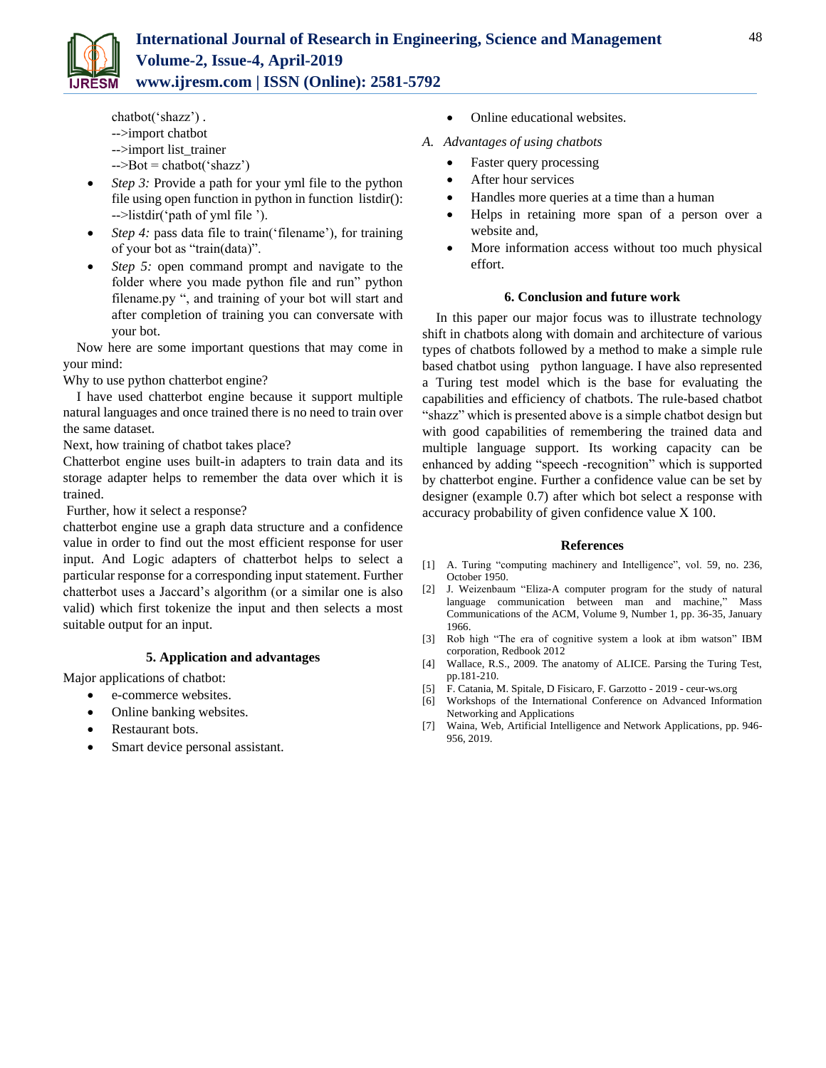chatbot('shazz') .
-->import chatbot
-->import list_trainer
-->Bot = chatbot('shazz')

- *Step 3:* Provide a path for your yml file to the python file using open function in python in function listdir(): -->listdir('path of yml file ').
- *Step 4:* pass data file to train('filename'), for training of your bot as "train(data)".
- *Step 5:* open command prompt and navigate to the folder where you made python file and run" python filename.py ", and training of your bot will start and after completion of training you can conversate with your bot.

Now here are some important questions that may come in your mind:

Why to use python chatterbot engine?

I have used chatterbot engine because it support multiple natural languages and once trained there is no need to train over the same dataset.

Next, how training of chatbot takes place?

Chatterbot engine uses built-in adapters to train data and its storage adapter helps to remember the data over which it is trained.

Further, how it select a response?

chatterbot engine use a graph data structure and a confidence value in order to find out the most efficient response for user input. And Logic adapters of chatterbot helps to select a particular response for a corresponding input statement. Further chatterbot uses a Jaccard's algorithm (or a similar one is also valid) which first tokenize the input and then selects a most suitable output for an input.

## 5. Application and advantages

Major applications of chatbot:

- e-commerce websites.
- Online banking websites.
- Restaurant bots.
- Smart device personal assistant.
- Online educational websites.

### A. Advantages of using chatbots

- Faster query processing
- After hour services
- Handles more queries at a time than a human
- Helps in retaining more span of a person over a website and,
- More information access without too much physical effort.

## 6. Conclusion and future work

In this paper our major focus was to illustrate technology shift in chatbots along with domain and architecture of various types of chatbots followed by a method to make a simple rule based chatbot using python language. I have also represented a Turing test model which is the base for evaluating the capabilities and efficiency of chatbots. The rule-based chatbot "shazz" which is presented above is a simple chatbot design but with good capabilities of remembering the trained data and multiple language support. Its working capacity can be enhanced by adding "speech -recognition" which is supported by chatterbot engine. Further a confidence value can be set by designer (example 0.7) after which bot select a response with accuracy probability of given confidence value X 100.

## References

[1] A. Turing "computing machinery and Intelligence", vol. 59, no. 236, October 1950.
[2] J. Weizenbaum "Eliza-A computer program for the study of natural language communication between man and machine," Mass Communications of the ACM, Volume 9, Number 1, pp. 36-35, January 1966.
[3] Rob high "The era of cognitive system a look at ibm watson" IBM corporation, Redbook 2012
[4] Wallace, R.S., 2009. The anatomy of ALICE. Parsing the Turing Test, pp.181-210.
[5] F. Catania, M. Spitale, D Fisicaro, F. Garzotto - 2019 - ceur-ws.org
[6] Workshops of the International Conference on Advanced Information Networking and Applications
[7] Waina, Web, Artificial Intelligence and Network Applications, pp. 946-956, 2019.